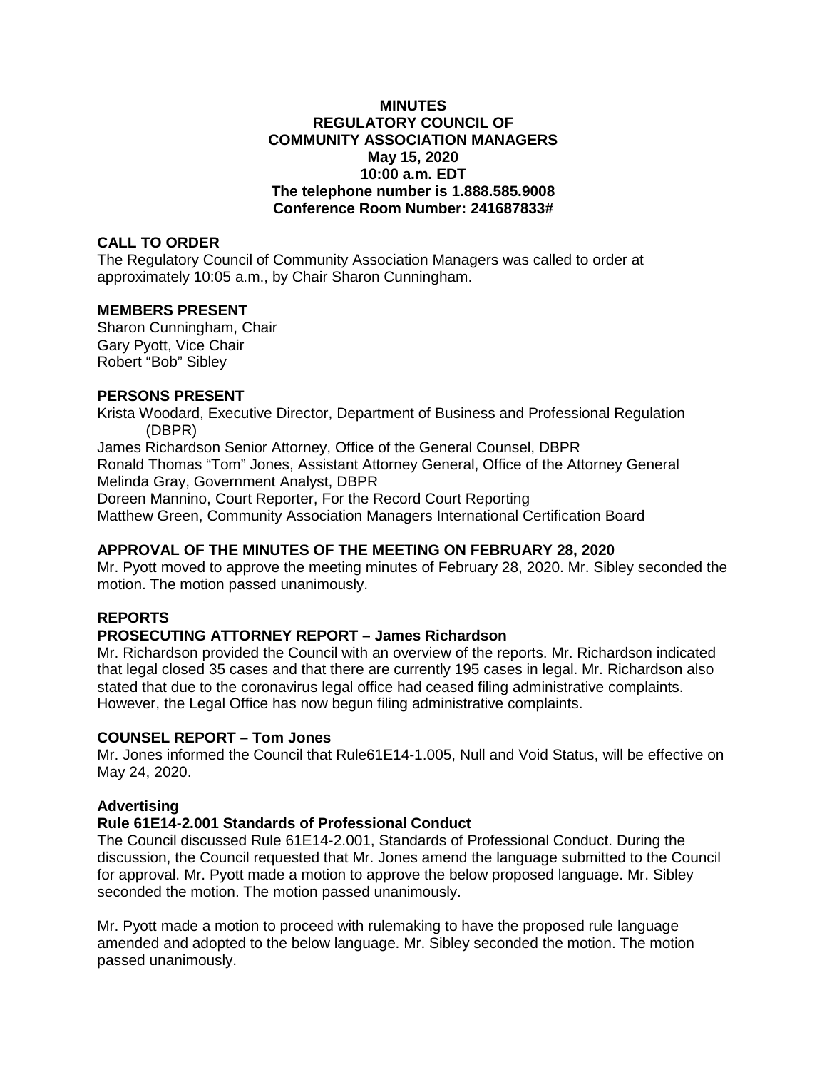# MINUTES
## REGULATORY COUNCIL OF COMMUNITY ASSOCIATION MANAGERS
**May 15, 2020**
**10:00 a.m. EDT**
**The telephone number is 1.888.585.9008**
**Conference Room Number: 241687833#**

## CALL TO ORDER

The Regulatory Council of Community Association Managers was called to order at approximately 10:05 a.m., by Chair Sharon Cunningham.

## MEMBERS PRESENT

Sharon Cunningham, Chair
Gary Pyott, Vice Chair
Robert "Bob" Sibley

## PERSONS PRESENT

Krista Woodard, Executive Director, Department of Business and Professional Regulation (DBPR)
James Richardson Senior Attorney, Office of the General Counsel, DBPR
Ronald Thomas "Tom" Jones, Assistant Attorney General, Office of the Attorney General
Melinda Gray, Government Analyst, DBPR
Doreen Mannino, Court Reporter, For the Record Court Reporting
Matthew Green, Community Association Managers International Certification Board

## APPROVAL OF THE MINUTES OF THE MEETING ON FEBRUARY 28, 2020

Mr. Pyott moved to approve the meeting minutes of February 28, 2020. Mr. Sibley seconded the motion. The motion passed unanimously.

## REPORTS

### PROSECUTING ATTORNEY REPORT – James Richardson

Mr. Richardson provided the Council with an overview of the reports. Mr. Richardson indicated that legal closed 35 cases and that there are currently 195 cases in legal. Mr. Richardson also stated that due to the coronavirus legal office had ceased filing administrative complaints. However, the Legal Office has now begun filing administrative complaints.

### COUNSEL REPORT – Tom Jones

Mr. Jones informed the Council that Rule61E14-1.005, Null and Void Status, will be effective on May 24, 2020.

**Advertising**

**Rule 61E14-2.001 Standards of Professional Conduct**

The Council discussed Rule 61E14-2.001, Standards of Professional Conduct. During the discussion, the Council requested that Mr. Jones amend the language submitted to the Council for approval. Mr. Pyott made a motion to approve the below proposed language. Mr. Sibley seconded the motion. The motion passed unanimously.

Mr. Pyott made a motion to proceed with rulemaking to have the proposed rule language amended and adopted to the below language. Mr. Sibley seconded the motion. The motion passed unanimously.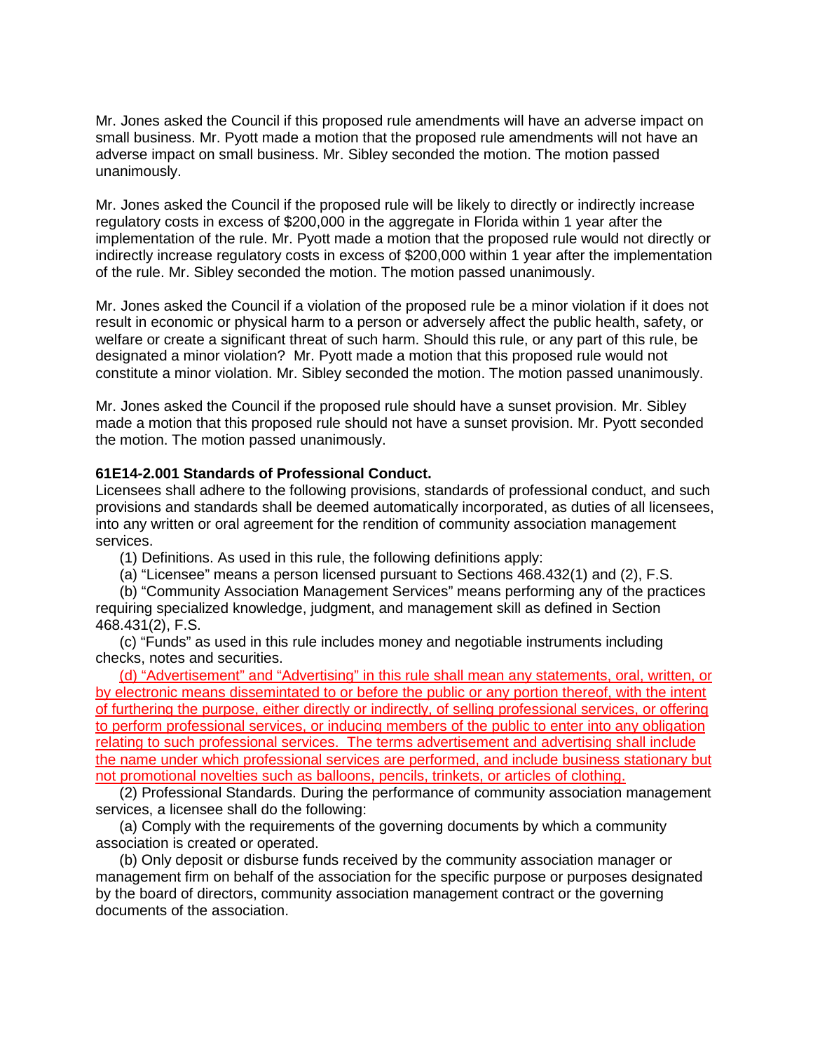Mr. Jones asked the Council if this proposed rule amendments will have an adverse impact on small business. Mr. Pyott made a motion that the proposed rule amendments will not have an adverse impact on small business. Mr. Sibley seconded the motion. The motion passed unanimously.

Mr. Jones asked the Council if the proposed rule will be likely to directly or indirectly increase regulatory costs in excess of $200,000 in the aggregate in Florida within 1 year after the implementation of the rule. Mr. Pyott made a motion that the proposed rule would not directly or indirectly increase regulatory costs in excess of $200,000 within 1 year after the implementation of the rule. Mr. Sibley seconded the motion. The motion passed unanimously.

Mr. Jones asked the Council if a violation of the proposed rule be a minor violation if it does not result in economic or physical harm to a person or adversely affect the public health, safety, or welfare or create a significant threat of such harm. Should this rule, or any part of this rule, be designated a minor violation? Mr. Pyott made a motion that this proposed rule would not constitute a minor violation. Mr. Sibley seconded the motion. The motion passed unanimously.

Mr. Jones asked the Council if the proposed rule should have a sunset provision. Mr. Sibley made a motion that this proposed rule should not have a sunset provision. Mr. Pyott seconded the motion. The motion passed unanimously.

**61E14-2.001 Standards of Professional Conduct.**

Licensees shall adhere to the following provisions, standards of professional conduct, and such provisions and standards shall be deemed automatically incorporated, as duties of all licensees, into any written or oral agreement for the rendition of community association management services.

(1) Definitions. As used in this rule, the following definitions apply:

(a) "Licensee" means a person licensed pursuant to Sections 468.432(1) and (2), F.S.

(b) "Community Association Management Services" means performing any of the practices requiring specialized knowledge, judgment, and management skill as defined in Section 468.431(2), F.S.

(c) "Funds" as used in this rule includes money and negotiable instruments including checks, notes and securities.

(d) "Advertisement" and "Advertising" in this rule shall mean any statements, oral, written, or by electronic means dissemintated to or before the public or any portion thereof, with the intent of furthering the purpose, either directly or indirectly, of selling professional services, or offering to perform professional services, or inducing members of the public to enter into any obligation relating to such professional services. The terms advertisement and advertising shall include the name under which professional services are performed, and include business stationary but not promotional novelties such as balloons, pencils, trinkets, or articles of clothing.

(2) Professional Standards. During the performance of community association management services, a licensee shall do the following:

(a) Comply with the requirements of the governing documents by which a community association is created or operated.

(b) Only deposit or disburse funds received by the community association manager or management firm on behalf of the association for the specific purpose or purposes designated by the board of directors, community association management contract or the governing documents of the association.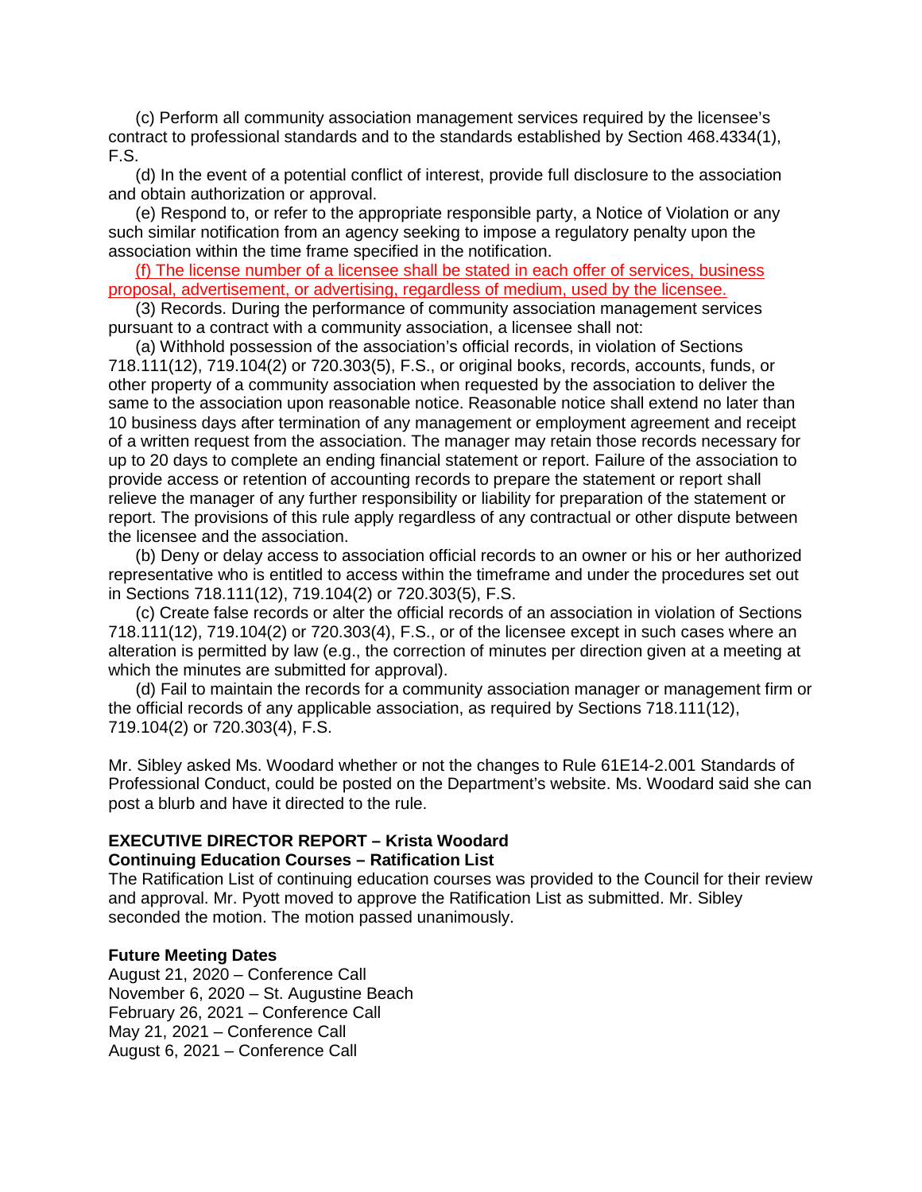(c) Perform all community association management services required by the licensee's contract to professional standards and to the standards established by Section 468.4334(1), F.S.

(d) In the event of a potential conflict of interest, provide full disclosure to the association and obtain authorization or approval.

(e) Respond to, or refer to the appropriate responsible party, a Notice of Violation or any such similar notification from an agency seeking to impose a regulatory penalty upon the association within the time frame specified in the notification.

(f) The license number of a licensee shall be stated in each offer of services, business proposal, advertisement, or advertising, regardless of medium, used by the licensee.

(3) Records. During the performance of community association management services pursuant to a contract with a community association, a licensee shall not:

(a) Withhold possession of the association's official records, in violation of Sections 718.111(12), 719.104(2) or 720.303(5), F.S., or original books, records, accounts, funds, or other property of a community association when requested by the association to deliver the same to the association upon reasonable notice. Reasonable notice shall extend no later than 10 business days after termination of any management or employment agreement and receipt of a written request from the association. The manager may retain those records necessary for up to 20 days to complete an ending financial statement or report. Failure of the association to provide access or retention of accounting records to prepare the statement or report shall relieve the manager of any further responsibility or liability for preparation of the statement or report. The provisions of this rule apply regardless of any contractual or other dispute between the licensee and the association.

(b) Deny or delay access to association official records to an owner or his or her authorized representative who is entitled to access within the timeframe and under the procedures set out in Sections 718.111(12), 719.104(2) or 720.303(5), F.S.

(c) Create false records or alter the official records of an association in violation of Sections 718.111(12), 719.104(2) or 720.303(4), F.S., or of the licensee except in such cases where an alteration is permitted by law (e.g., the correction of minutes per direction given at a meeting at which the minutes are submitted for approval).

(d) Fail to maintain the records for a community association manager or management firm or the official records of any applicable association, as required by Sections 718.111(12), 719.104(2) or 720.303(4), F.S.

Mr. Sibley asked Ms. Woodard whether or not the changes to Rule 61E14-2.001 Standards of Professional Conduct, could be posted on the Department's website. Ms. Woodard said she can post a blurb and have it directed to the rule.

**EXECUTIVE DIRECTOR REPORT – Krista Woodard**

**Continuing Education Courses – Ratification List**

The Ratification List of continuing education courses was provided to the Council for their review and approval. Mr. Pyott moved to approve the Ratification List as submitted. Mr. Sibley seconded the motion. The motion passed unanimously.

**Future Meeting Dates**

August 21, 2020 – Conference Call
November 6, 2020 – St. Augustine Beach
February 26, 2021 – Conference Call
May 21, 2021 – Conference Call
August 6, 2021 – Conference Call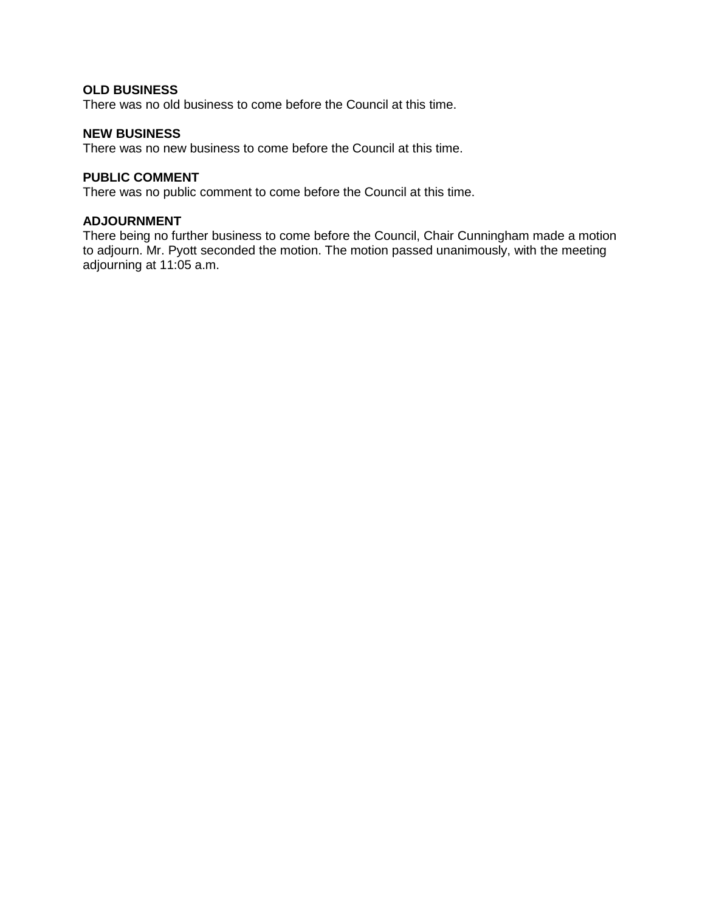**OLD BUSINESS**
There was no old business to come before the Council at this time.

**NEW BUSINESS**
There was no new business to come before the Council at this time.

**PUBLIC COMMENT**
There was no public comment to come before the Council at this time.

**ADJOURNMENT**
There being no further business to come before the Council, Chair Cunningham made a motion to adjourn. Mr. Pyott seconded the motion. The motion passed unanimously, with the meeting adjourning at 11:05 a.m.